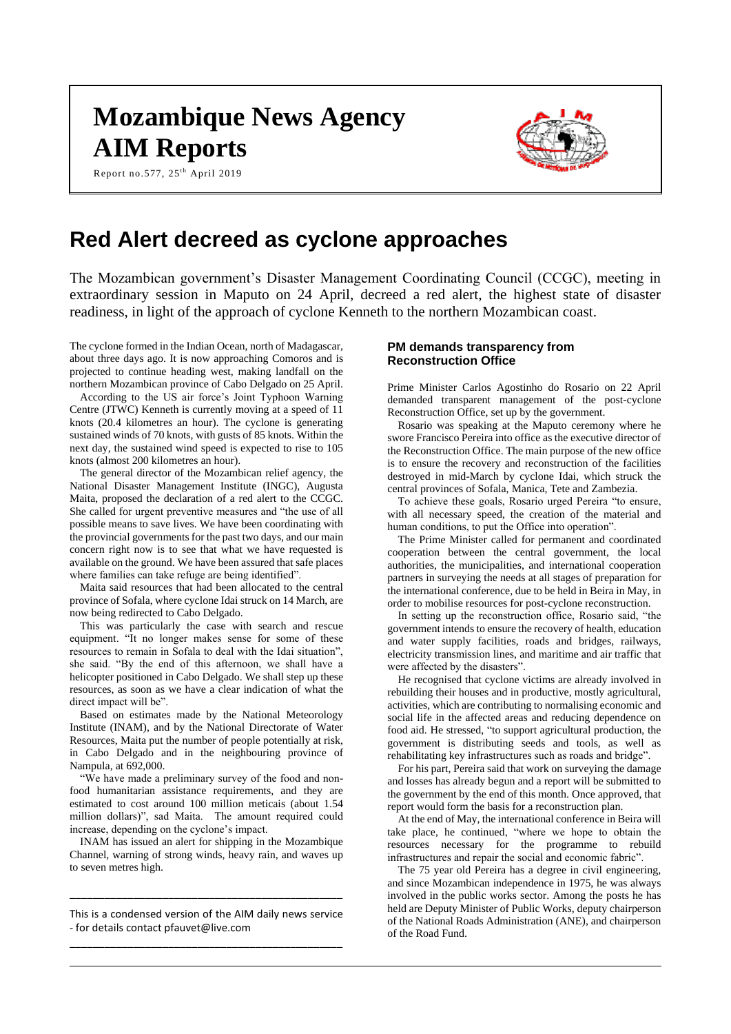# Mozambique News Agency AIM Reports

Report no.577, 25[th] April 2019

# Red Alert decreed as cyclone approaches

The Mozambican government's Disaster Management Coordinating Council (CCGC), meeting in extraordinary session in Maputo on 24 April, decreed a red alert, the highest state of disaster readiness, in light of the approach of cyclone Kenneth to the northern Mozambican coast.

The cyclone formed in the Indian Ocean, north of Madagascar, about three days ago. It is now approaching Comoros and is projected to continue heading west, making landfall on the northern Mozambican province of Cabo Delgado on 25 April.

According to the US air force's Joint Typhoon Warning Centre (JTWC) Kenneth is currently moving at a speed of 11 knots (20.4 kilometres an hour). The cyclone is generating sustained winds of 70 knots, with gusts of 85 knots. Within the next day, the sustained wind speed is expected to rise to 105 knots (almost 200 kilometres an hour).

The general director of the Mozambican relief agency, the National Disaster Management Institute (INGC), Augusta Maita, proposed the declaration of a red alert to the CCGC. She called for urgent preventive measures and "the use of all possible means to save lives. We have been coordinating with the provincial governments for the past two days, and our main concern right now is to see that what we have requested is available on the ground. We have been assured that safe places where families can take refuge are being identified".

Maita said resources that had been allocated to the central province of Sofala, where cyclone Idai struck on 14 March, are now being redirected to Cabo Delgado.

This was particularly the case with search and rescue equipment. "It no longer makes sense for some of these resources to remain in Sofala to deal with the Idai situation", she said. "By the end of this afternoon, we shall have a helicopter positioned in Cabo Delgado. We shall step up these resources, as soon as we have a clear indication of what the direct impact will be".

Based on estimates made by the National Meteorology Institute (INAM), and by the National Directorate of Water Resources, Maita put the number of people potentially at risk, in Cabo Delgado and in the neighbouring province of Nampula, at 692,000.

"We have made a preliminary survey of the food and non-food humanitarian assistance requirements, and they are estimated to cost around 100 million meticais (about 1.54 million dollars)", sad Maita. The amount required could increase, depending on the cyclone's impact.

INAM has issued an alert for shipping in the Mozambique Channel, warning of strong winds, heavy rain, and waves up to seven metres high.

---

This is a condensed version of the AIM daily news service - for details contact pfauvet@live.com

---

## PM demands transparency from Reconstruction Office

Prime Minister Carlos Agostinho do Rosario on 22 April demanded transparent management of the post-cyclone Reconstruction Office, set up by the government.

Rosario was speaking at the Maputo ceremony where he swore Francisco Pereira into office as the executive director of the Reconstruction Office. The main purpose of the new office is to ensure the recovery and reconstruction of the facilities destroyed in mid-March by cyclone Idai, which struck the central provinces of Sofala, Manica, Tete and Zambezia.

To achieve these goals, Rosario urged Pereira "to ensure, with all necessary speed, the creation of the material and human conditions, to put the Office into operation".

The Prime Minister called for permanent and coordinated cooperation between the central government, the local authorities, the municipalities, and international cooperation partners in surveying the needs at all stages of preparation for the international conference, due to be held in Beira in May, in order to mobilise resources for post-cyclone reconstruction.

In setting up the reconstruction office, Rosario said, "the government intends to ensure the recovery of health, education and water supply facilities, roads and bridges, railways, electricity transmission lines, and maritime and air traffic that were affected by the disasters".

He recognised that cyclone victims are already involved in rebuilding their houses and in productive, mostly agricultural, activities, which are contributing to normalising economic and social life in the affected areas and reducing dependence on food aid. He stressed, "to support agricultural production, the government is distributing seeds and tools, as well as rehabilitating key infrastructures such as roads and bridge".

For his part, Pereira said that work on surveying the damage and losses has already begun and a report will be submitted to the government by the end of this month. Once approved, that report would form the basis for a reconstruction plan.

At the end of May, the international conference in Beira will take place, he continued, "where we hope to obtain the resources necessary for the programme to rebuild infrastructures and repair the social and economic fabric".

The 75 year old Pereira has a degree in civil engineering, and since Mozambican independence in 1975, he was always involved in the public works sector. Among the posts he has held are Deputy Minister of Public Works, deputy chairperson of the National Roads Administration (ANE), and chairperson of the Road Fund.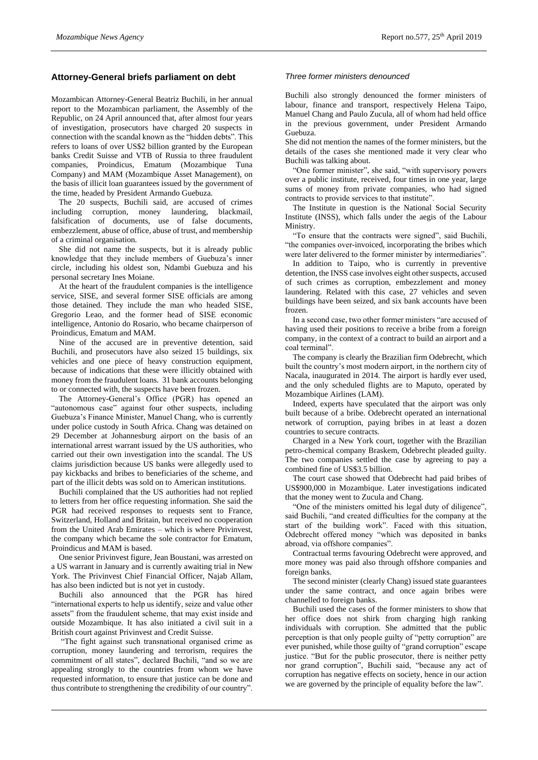## Attorney-General briefs parliament on debt

Mozambican Attorney-General Beatriz Buchili, in her annual report to the Mozambican parliament, the Assembly of the Republic, on 24 April announced that, after almost four years of investigation, prosecutors have charged 20 suspects in connection with the scandal known as the "hidden debts". This refers to loans of over US$2 billion granted by the European banks Credit Suisse and VTB of Russia to three fraudulent companies, Proindicus, Ematum (Mozambique Tuna Company) and MAM (Mozambique Asset Management), on the basis of illicit loan guarantees issued by the government of the time, headed by President Armando Guebuza.

The 20 suspects, Buchili said, are accused of crimes including corruption, money laundering, blackmail, falsification of documents, use of false documents, embezzlement, abuse of office, abuse of trust, and membership of a criminal organisation.

She did not name the suspects, but it is already public knowledge that they include members of Guebuza's inner circle, including his oldest son, Ndambi Guebuza and his personal secretary Ines Moiane.

At the heart of the fraudulent companies is the intelligence service, SISE, and several former SISE officials are among those detained. They include the man who headed SISE, Gregorio Leao, and the former head of SISE economic intelligence, Antonio do Rosario, who became chairperson of Proindicus, Ematum and MAM.

Nine of the accused are in preventive detention, said Buchili, and prosecutors have also seized 15 buildings, six vehicles and one piece of heavy construction equipment, because of indications that these were illicitly obtained with money from the fraudulent loans. 31 bank accounts belonging to or connected with, the suspects have been frozen.

The Attorney-General's Office (PGR) has opened an "autonomous case" against four other suspects, including Guebuza's Finance Minister, Manuel Chang, who is currently under police custody in South Africa. Chang was detained on 29 December at Johannesburg airport on the basis of an international arrest warrant issued by the US authorities, who carried out their own investigation into the scandal. The US claims jurisdiction because US banks were allegedly used to pay kickbacks and bribes to beneficiaries of the scheme, and part of the illicit debts was sold on to American institutions.

Buchili complained that the US authorities had not replied to letters from her office requesting information. She said the PGR had received responses to requests sent to France, Switzerland, Holland and Britain, but received no cooperation from the United Arab Emirates – which is where Privinvest, the company which became the sole contractor for Ematum, Proindicus and MAM is based.

One senior Privinvest figure, Jean Boustani, was arrested on a US warrant in January and is currently awaiting trial in New York. The Privinvest Chief Financial Officer, Najab Allam, has also been indicted but is not yet in custody.

Buchili also announced that the PGR has hired "international experts to help us identify, seize and value other assets" from the fraudulent scheme, that may exist inside and outside Mozambique. It has also initiated a civil suit in a British court against Privinvest and Credit Suisse.

"The fight against such transnational organised crime as corruption, money laundering and terrorism, requires the commitment of all states", declared Buchili, "and so we are appealing strongly to the countries from whom we have requested information, to ensure that justice can be done and thus contribute to strengthening the credibility of our country".

*Three former ministers denounced*

Buchili also strongly denounced the former ministers of labour, finance and transport, respectively Helena Taipo, Manuel Chang and Paulo Zucula, all of whom had held office in the previous government, under President Armando Guebuza.

She did not mention the names of the former ministers, but the details of the cases she mentioned made it very clear who Buchili was talking about.

"One former minister", she said, "with supervisory powers over a public institute, received, four times in one year, large sums of money from private companies, who had signed contracts to provide services to that institute".

The Institute in question is the National Social Security Institute (INSS), which falls under the aegis of the Labour Ministry.

"To ensure that the contracts were signed", said Buchili, "the companies over-invoiced, incorporating the bribes which were later delivered to the former minister by intermediaries".

In addition to Taipo, who is currently in preventive detention, the INSS case involves eight other suspects, accused of such crimes as corruption, embezzlement and money laundering. Related with this case, 27 vehicles and seven buildings have been seized, and six bank accounts have been frozen.

In a second case, two other former ministers "are accused of having used their positions to receive a bribe from a foreign company, in the context of a contract to build an airport and a coal terminal".

The company is clearly the Brazilian firm Odebrecht, which built the country's most modern airport, in the northern city of Nacala, inaugurated in 2014. The airport is hardly ever used, and the only scheduled flights are to Maputo, operated by Mozambique Airlines (LAM).

Indeed, experts have speculated that the airport was only built because of a bribe. Odebrecht operated an international network of corruption, paying bribes in at least a dozen countries to secure contracts.

Charged in a New York court, together with the Brazilian petro-chemical company Braskem, Odebrecht pleaded guilty. The two companies settled the case by agreeing to pay a combined fine of US$3.5 billion.

The court case showed that Odebrecht had paid bribes of US$900,000 in Mozambique. Later investigations indicated that the money went to Zucula and Chang.

"One of the ministers omitted his legal duty of diligence", said Buchili, "and created difficulties for the company at the start of the building work". Faced with this situation, Odebrecht offered money "which was deposited in banks abroad, via offshore companies".

Contractual terms favouring Odebrecht were approved, and more money was paid also through offshore companies and foreign banks.

The second minister (clearly Chang) issued state guarantees under the same contract, and once again bribes were channelled to foreign banks.

Buchili used the cases of the former ministers to show that her office does not shirk from charging high ranking individuals with corruption. She admitted that the public perception is that only people guilty of "petty corruption" are ever punished, while those guilty of "grand corruption" escape justice. "But for the public prosecutor, there is neither petty nor grand corruption", Buchili said, "because any act of corruption has negative effects on society, hence in our action we are governed by the principle of equality before the law".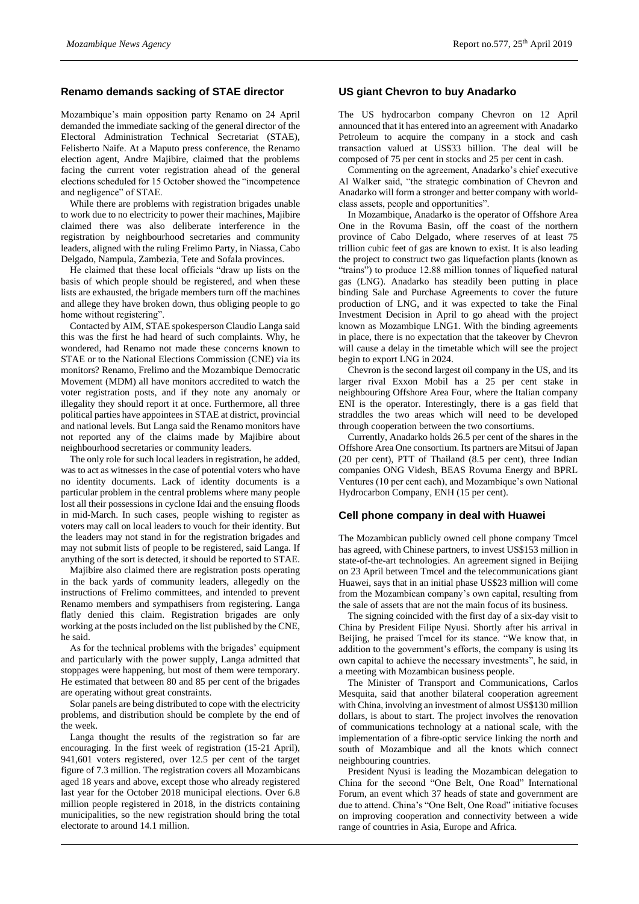## Renamo demands sacking of STAE director

Mozambique's main opposition party Renamo on 24 April demanded the immediate sacking of the general director of the Electoral Administration Technical Secretariat (STAE), Felisberto Naife. At a Maputo press conference, the Renamo election agent, Andre Majibire, claimed that the problems facing the current voter registration ahead of the general elections scheduled for 15 October showed the "incompetence and negligence" of STAE.

While there are problems with registration brigades unable to work due to no electricity to power their machines, Majibire claimed there was also deliberate interference in the registration by neighbourhood secretaries and community leaders, aligned with the ruling Frelimo Party, in Niassa, Cabo Delgado, Nampula, Zambezia, Tete and Sofala provinces.

He claimed that these local officials "draw up lists on the basis of which people should be registered, and when these lists are exhausted, the brigade members turn off the machines and allege they have broken down, thus obliging people to go home without registering".

Contacted by AIM, STAE spokesperson Claudio Langa said this was the first he had heard of such complaints. Why, he wondered, had Renamo not made these concerns known to STAE or to the National Elections Commission (CNE) via its monitors? Renamo, Frelimo and the Mozambique Democratic Movement (MDM) all have monitors accredited to watch the voter registration posts, and if they note any anomaly or illegality they should report it at once. Furthermore, all three political parties have appointees in STAE at district, provincial and national levels. But Langa said the Renamo monitors have not reported any of the claims made by Majibire about neighbourhood secretaries or community leaders.

The only role for such local leaders in registration, he added, was to act as witnesses in the case of potential voters who have no identity documents. Lack of identity documents is a particular problem in the central problems where many people lost all their possessions in cyclone Idai and the ensuing floods in mid-March. In such cases, people wishing to register as voters may call on local leaders to vouch for their identity. But the leaders may not stand in for the registration brigades and may not submit lists of people to be registered, said Langa. If anything of the sort is detected, it should be reported to STAE.

Majibire also claimed there are registration posts operating in the back yards of community leaders, allegedly on the instructions of Frelimo committees, and intended to prevent Renamo members and sympathisers from registering. Langa flatly denied this claim. Registration brigades are only working at the posts included on the list published by the CNE, he said.

As for the technical problems with the brigades' equipment and particularly with the power supply, Langa admitted that stoppages were happening, but most of them were temporary. He estimated that between 80 and 85 per cent of the brigades are operating without great constraints.

Solar panels are being distributed to cope with the electricity problems, and distribution should be complete by the end of the week.

Langa thought the results of the registration so far are encouraging. In the first week of registration (15-21 April), 941,601 voters registered, over 12.5 per cent of the target figure of 7.3 million. The registration covers all Mozambicans aged 18 years and above, except those who already registered last year for the October 2018 municipal elections. Over 6.8 million people registered in 2018, in the districts containing municipalities, so the new registration should bring the total electorate to around 14.1 million.

## US giant Chevron to buy Anadarko

The US hydrocarbon company Chevron on 12 April announced that it has entered into an agreement with Anadarko Petroleum to acquire the company in a stock and cash transaction valued at US$33 billion. The deal will be composed of 75 per cent in stocks and 25 per cent in cash.

Commenting on the agreement, Anadarko's chief executive Al Walker said, "the strategic combination of Chevron and Anadarko will form a stronger and better company with world-class assets, people and opportunities".

In Mozambique, Anadarko is the operator of Offshore Area One in the Rovuma Basin, off the coast of the northern province of Cabo Delgado, where reserves of at least 75 trillion cubic feet of gas are known to exist. It is also leading the project to construct two gas liquefaction plants (known as "trains") to produce 12.88 million tonnes of liquefied natural gas (LNG). Anadarko has steadily been putting in place binding Sale and Purchase Agreements to cover the future production of LNG, and it was expected to take the Final Investment Decision in April to go ahead with the project known as Mozambique LNG1. With the binding agreements in place, there is no expectation that the takeover by Chevron will cause a delay in the timetable which will see the project begin to export LNG in 2024.

Chevron is the second largest oil company in the US, and its larger rival Exxon Mobil has a 25 per cent stake in neighbouring Offshore Area Four, where the Italian company ENI is the operator. Interestingly, there is a gas field that straddles the two areas which will need to be developed through cooperation between the two consortiums.

Currently, Anadarko holds 26.5 per cent of the shares in the Offshore Area One consortium. Its partners are Mitsui of Japan (20 per cent), PTT of Thailand (8.5 per cent), three Indian companies ONG Videsh, BEAS Rovuma Energy and BPRL Ventures (10 per cent each), and Mozambique's own National Hydrocarbon Company, ENH (15 per cent).

## Cell phone company in deal with Huawei

The Mozambican publicly owned cell phone company Tmcel has agreed, with Chinese partners, to invest US$153 million in state-of-the-art technologies. An agreement signed in Beijing on 23 April between Tmcel and the telecommunications giant Huawei, says that in an initial phase US$23 million will come from the Mozambican company's own capital, resulting from the sale of assets that are not the main focus of its business.

The signing coincided with the first day of a six-day visit to China by President Filipe Nyusi. Shortly after his arrival in Beijing, he praised Tmcel for its stance. "We know that, in addition to the government's efforts, the company is using its own capital to achieve the necessary investments", he said, in a meeting with Mozambican business people.

The Minister of Transport and Communications, Carlos Mesquita, said that another bilateral cooperation agreement with China, involving an investment of almost US$130 million dollars, is about to start. The project involves the renovation of communications technology at a national scale, with the implementation of a fibre-optic service linking the north and south of Mozambique and all the knots which connect neighbouring countries.

President Nyusi is leading the Mozambican delegation to China for the second "One Belt, One Road" International Forum, an event which 37 heads of state and government are due to attend. China's "One Belt, One Road" initiative focuses on improving cooperation and connectivity between a wide range of countries in Asia, Europe and Africa.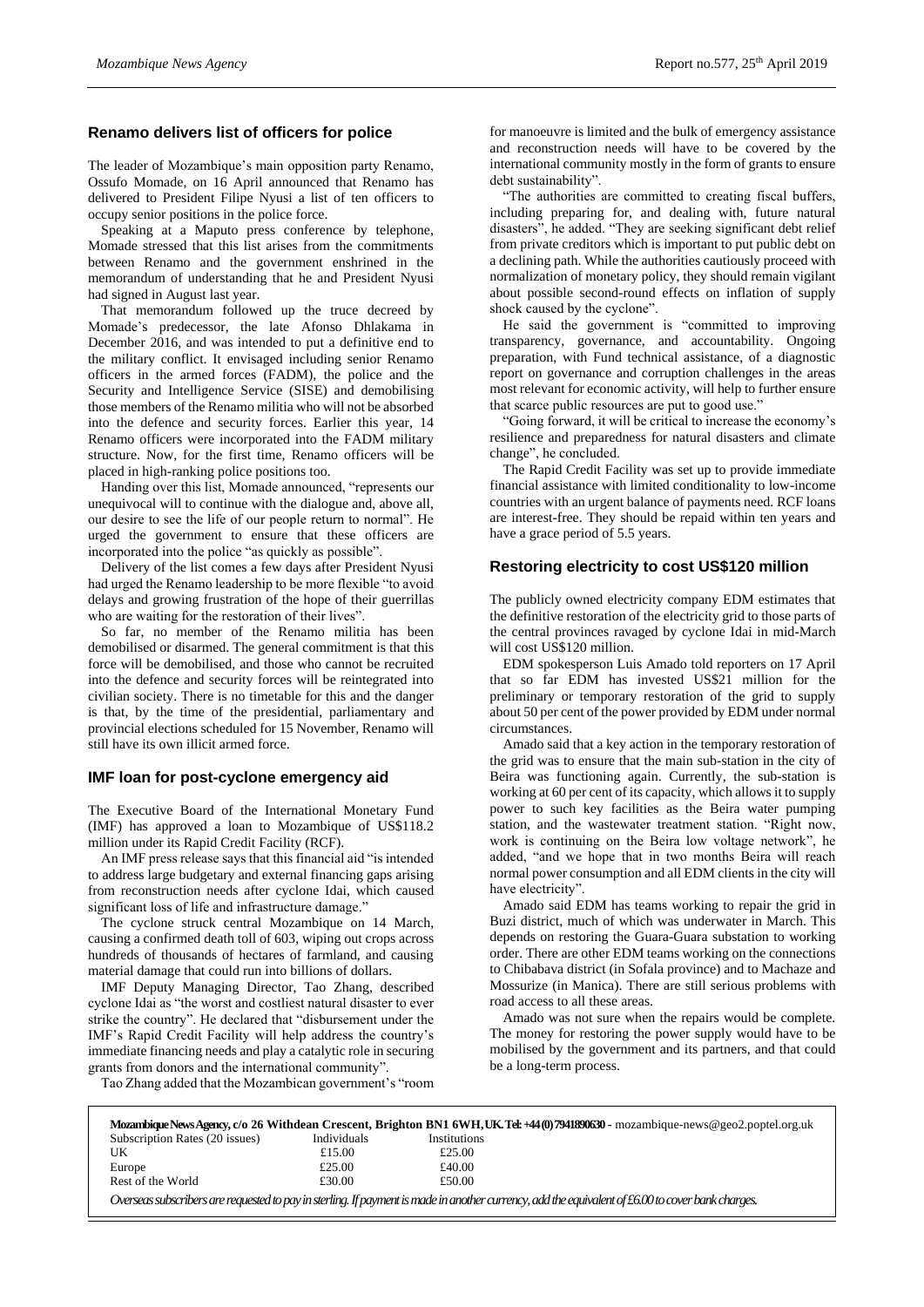## Renamo delivers list of officers for police

The leader of Mozambique's main opposition party Renamo, Ossufo Momade, on 16 April announced that Renamo has delivered to President Filipe Nyusi a list of ten officers to occupy senior positions in the police force.

Speaking at a Maputo press conference by telephone, Momade stressed that this list arises from the commitments between Renamo and the government enshrined in the memorandum of understanding that he and President Nyusi had signed in August last year.

That memorandum followed up the truce decreed by Momade's predecessor, the late Afonso Dhlakama in December 2016, and was intended to put a definitive end to the military conflict. It envisaged including senior Renamo officers in the armed forces (FADM), the police and the Security and Intelligence Service (SISE) and demobilising those members of the Renamo militia who will not be absorbed into the defence and security forces. Earlier this year, 14 Renamo officers were incorporated into the FADM military structure. Now, for the first time, Renamo officers will be placed in high-ranking police positions too.

Handing over this list, Momade announced, "represents our unequivocal will to continue with the dialogue and, above all, our desire to see the life of our people return to normal". He urged the government to ensure that these officers are incorporated into the police "as quickly as possible".

Delivery of the list comes a few days after President Nyusi had urged the Renamo leadership to be more flexible "to avoid delays and growing frustration of the hope of their guerrillas who are waiting for the restoration of their lives".

So far, no member of the Renamo militia has been demobilised or disarmed. The general commitment is that this force will be demobilised, and those who cannot be recruited into the defence and security forces will be reintegrated into civilian society. There is no timetable for this and the danger is that, by the time of the presidential, parliamentary and provincial elections scheduled for 15 November, Renamo will still have its own illicit armed force.

## IMF loan for post-cyclone emergency aid

The Executive Board of the International Monetary Fund (IMF) has approved a loan to Mozambique of US$118.2 million under its Rapid Credit Facility (RCF).

An IMF press release says that this financial aid "is intended to address large budgetary and external financing gaps arising from reconstruction needs after cyclone Idai, which caused significant loss of life and infrastructure damage."

The cyclone struck central Mozambique on 14 March, causing a confirmed death toll of 603, wiping out crops across hundreds of thousands of hectares of farmland, and causing material damage that could run into billions of dollars.

IMF Deputy Managing Director, Tao Zhang, described cyclone Idai as "the worst and costliest natural disaster to ever strike the country". He declared that "disbursement under the IMF's Rapid Credit Facility will help address the country's immediate financing needs and play a catalytic role in securing grants from donors and the international community".

Tao Zhang added that the Mozambican government's "room for manoeuvre is limited and the bulk of emergency assistance and reconstruction needs will have to be covered by the international community mostly in the form of grants to ensure debt sustainability".

"The authorities are committed to creating fiscal buffers, including preparing for, and dealing with, future natural disasters", he added. "They are seeking significant debt relief from private creditors which is important to put public debt on a declining path. While the authorities cautiously proceed with normalization of monetary policy, they should remain vigilant about possible second-round effects on inflation of supply shock caused by the cyclone".

He said the government is "committed to improving transparency, governance, and accountability. Ongoing preparation, with Fund technical assistance, of a diagnostic report on governance and corruption challenges in the areas most relevant for economic activity, will help to further ensure that scarce public resources are put to good use."

"Going forward, it will be critical to increase the economy's resilience and preparedness for natural disasters and climate change", he concluded.

The Rapid Credit Facility was set up to provide immediate financial assistance with limited conditionality to low-income countries with an urgent balance of payments need. RCF loans are interest-free. They should be repaid within ten years and have a grace period of 5.5 years.

## Restoring electricity to cost US$120 million

The publicly owned electricity company EDM estimates that the definitive restoration of the electricity grid to those parts of the central provinces ravaged by cyclone Idai in mid-March will cost US$120 million.

EDM spokesperson Luis Amado told reporters on 17 April that so far EDM has invested US$21 million for the preliminary or temporary restoration of the grid to supply about 50 per cent of the power provided by EDM under normal circumstances.

Amado said that a key action in the temporary restoration of the grid was to ensure that the main sub-station in the city of Beira was functioning again. Currently, the sub-station is working at 60 per cent of its capacity, which allows it to supply power to such key facilities as the Beira water pumping station, and the wastewater treatment station. "Right now, work is continuing on the Beira low voltage network", he added, "and we hope that in two months Beira will reach normal power consumption and all EDM clients in the city will have electricity".

Amado said EDM has teams working to repair the grid in Buzi district, much of which was underwater in March. This depends on restoring the Guara-Guara substation to working order. There are other EDM teams working on the connections to Chibabava district (in Sofala province) and to Machaze and Mossurize (in Manica). There are still serious problems with road access to all these areas.

Amado was not sure when the repairs would be complete. The money for restoring the power supply would have to be mobilised by the government and its partners, and that could be a long-term process.

---

**Mozambique News Agency, c/o 26 Withdean Crescent, Brighton BN1 6WH, UK. Tel: +44 (0) 7941890630** - mozambique-news@geo2.poptel.org.uk

| Subscription Rates (20 issues) | Individuals | Institutions |
| --- | --- | --- |
| UK | £15.00 | £25.00 |
| Europe | £25.00 | £40.00 |
| Rest of the World | £30.00 | £50.00 |

*Overseas subscribers are requested to pay in sterling. If payment is made in another currency, add the equivalent of £6.00 to cover bank charges.*